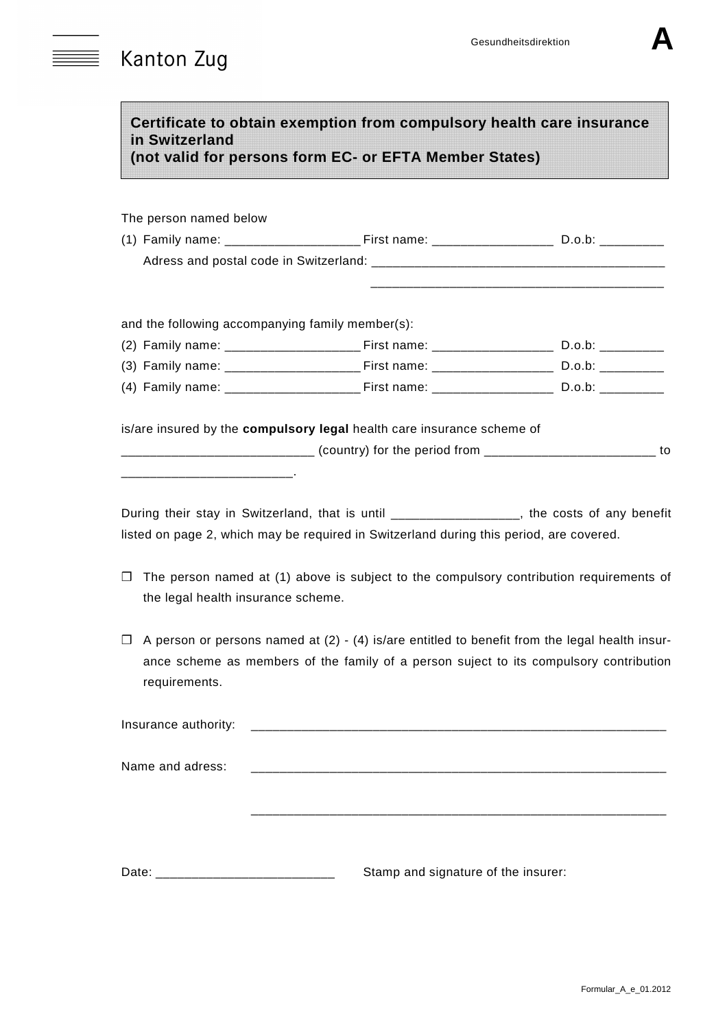Kanton Zug

Gesundheitsdirektion

**A**

## Certificate to obtain exemption from compulsory health care insurance in Switzerland (not valid for persons form EC- or EFTA Member States)

The person named below

(1) Family name: ___________________ First name: _________________ D.o.b: _________

Adress and postal code in Switzerland: ___________________________________________

___________________________________________

and the following accompanying family member(s):

(2) Family name: ___________________ First name: _________________ D.o.b: _________

(3) Family name: ___________________ First name: _________________ D.o.b: _________

(4) Family name: ___________________ First name: _________________ D.o.b: _________

is/are insured by the **compulsory legal** health care insurance scheme of

__________________________ (country) for the period from ________________________ to ________________________.

During their stay in Switzerland, that is until _________________, the costs of any benefit listed on page 2, which may be required in Switzerland during this period, are covered.

❐ The person named at (1) above is subject to the compulsory contribution requirements of the legal health insurance scheme.

❐ A person or persons named at (2) - (4) is/are entitled to benefit from the legal health insurance scheme as members of the family of a person suject to its compulsory contribution requirements.

Insurance authority: _____________________________________________________________

Name and adress: _____________________________________________________________

_____________________________________________________________

Date: _________________________ Stamp and signature of the insurer:

Formular_A_e_01.2012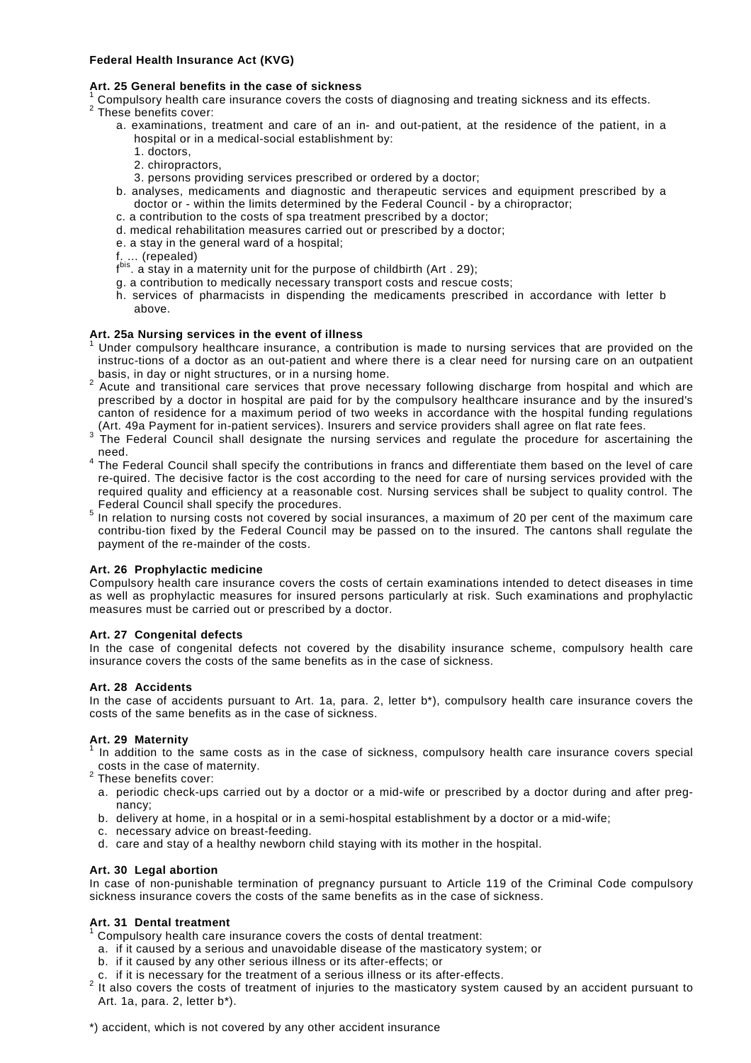**Federal Health Insurance Act (KVG)**

**Art. 25 General benefits in the case of sickness**

[1] Compulsory health care insurance covers the costs of diagnosing and treating sickness and its effects.

[2] These benefits cover:

a. examinations, treatment and care of an in- and out-patient, at the residence of the patient, in a hospital or in a medical-social establishment by:
   1. doctors,
   2. chiropractors,
   3. persons providing services prescribed or ordered by a doctor;

b. analyses, medicaments and diagnostic and therapeutic services and equipment prescribed by a doctor or - within the limits determined by the Federal Council - by a chiropractor;

c. a contribution to the costs of spa treatment prescribed by a doctor;

d. medical rehabilitation measures carried out or prescribed by a doctor;

e. a stay in the general ward of a hospital;

f. ... (repealed)

f[bis]. a stay in a maternity unit for the purpose of childbirth (Art . 29);

g. a contribution to medically necessary transport costs and rescue costs;

h. services of pharmacists in dispending the medicaments prescribed in accordance with letter b above.

**Art. 25a Nursing services in the event of illness**

[1] Under compulsory healthcare insurance, a contribution is made to nursing services that are provided on the instruc-tions of a doctor as an out-patient and where there is a clear need for nursing care on an outpatient basis, in day or night structures, or in a nursing home.

[2] Acute and transitional care services that prove necessary following discharge from hospital and which are prescribed by a doctor in hospital are paid for by the compulsory healthcare insurance and by the insured's canton of residence for a maximum period of two weeks in accordance with the hospital funding regulations (Art. 49a Payment for in-patient services). Insurers and service providers shall agree on flat rate fees.

[3] The Federal Council shall designate the nursing services and regulate the procedure for ascertaining the need.

[4] The Federal Council shall specify the contributions in francs and differentiate them based on the level of care re-quired. The decisive factor is the cost according to the need for care of nursing services provided with the required quality and efficiency at a reasonable cost. Nursing services shall be subject to quality control. The Federal Council shall specify the procedures.

[5] In relation to nursing costs not covered by social insurances, a maximum of 20 per cent of the maximum care contribu-tion fixed by the Federal Council may be passed on to the insured. The cantons shall regulate the payment of the re-mainder of the costs.

**Art. 26 Prophylactic medicine**

Compulsory health care insurance covers the costs of certain examinations intended to detect diseases in time as well as prophylactic measures for insured persons particularly at risk. Such examinations and prophylactic measures must be carried out or prescribed by a doctor.

**Art. 27 Congenital defects**

In the case of congenital defects not covered by the disability insurance scheme, compulsory health care insurance covers the costs of the same benefits as in the case of sickness.

**Art. 28 Accidents**

In the case of accidents pursuant to Art. 1a, para. 2, letter b*), compulsory health care insurance covers the costs of the same benefits as in the case of sickness.

**Art. 29 Maternity**

[1] In addition to the same costs as in the case of sickness, compulsory health care insurance covers special costs in the case of maternity.

[2] These benefits cover:

a. periodic check-ups carried out by a doctor or a mid-wife or prescribed by a doctor during and after preg-nancy;

b. delivery at home, in a hospital or in a semi-hospital establishment by a doctor or a mid-wife;

c. necessary advice on breast-feeding.

d. care and stay of a healthy newborn child staying with its mother in the hospital.

**Art. 30 Legal abortion**

In case of non-punishable termination of pregnancy pursuant to Article 119 of the Criminal Code compulsory sickness insurance covers the costs of the same benefits as in the case of sickness.

**Art. 31 Dental treatment**

[1] Compulsory health care insurance covers the costs of dental treatment:

a. if it caused by a serious and unavoidable disease of the masticatory system; or

b. if it caused by any other serious illness or its after-effects; or

c. if it is necessary for the treatment of a serious illness or its after-effects.

[2] It also covers the costs of treatment of injuries to the masticatory system caused by an accident pursuant to Art. 1a, para. 2, letter b*).

*) accident, which is not covered by any other accident insurance